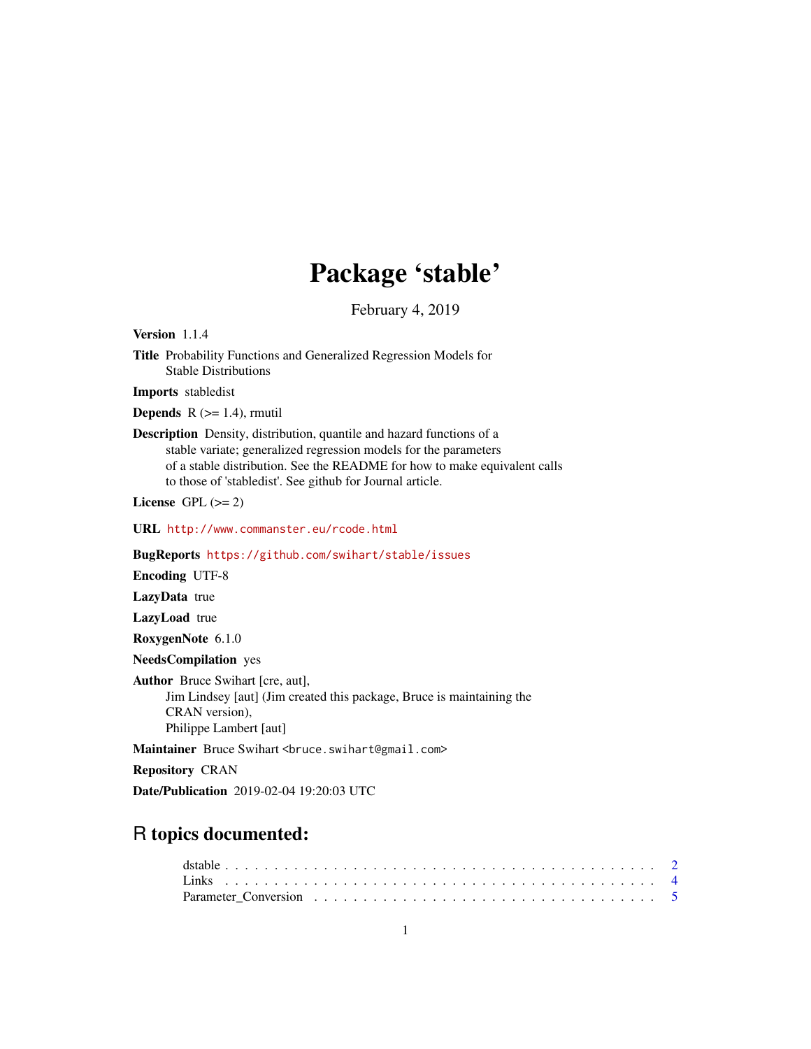# Package 'stable'

February 4, 2019

**Version** 1.1.4

**Title** Probability Functions and Generalized Regression Models for Stable Distributions

**Imports** stabledist

**Depends** R (>= 1.4), rmutil

**Description** Density, distribution, quantile and hazard functions of a stable variate; generalized regression models for the parameters of a stable distribution. See the README for how to make equivalent calls to those of 'stabledist'. See github for Journal article.

**License** GPL (>= 2)

**URL** http://www.commanster.eu/rcode.html

**BugReports** https://github.com/swihart/stable/issues

**Encoding** UTF-8

**LazyData** true

**LazyLoad** true

**RoxygenNote** 6.1.0

**NeedsCompilation** yes

**Author** Bruce Swihart [cre, aut],
Jim Lindsey [aut] (Jim created this package, Bruce is maintaining the CRAN version),
Philippe Lambert [aut]

**Maintainer** Bruce Swihart <bruce.swihart@gmail.com>

**Repository** CRAN

**Date/Publication** 2019-02-04 19:20:03 UTC

## R topics documented:

dstable . . . . . . . . . . . . . . . . . . . . . . . . . . . . . . . . . . . . . . . . . . 2
Links . . . . . . . . . . . . . . . . . . . . . . . . . . . . . . . . . . . . . . . . . . . 4
Parameter_Conversion . . . . . . . . . . . . . . . . . . . . . . . . . . . . . . . . . . 5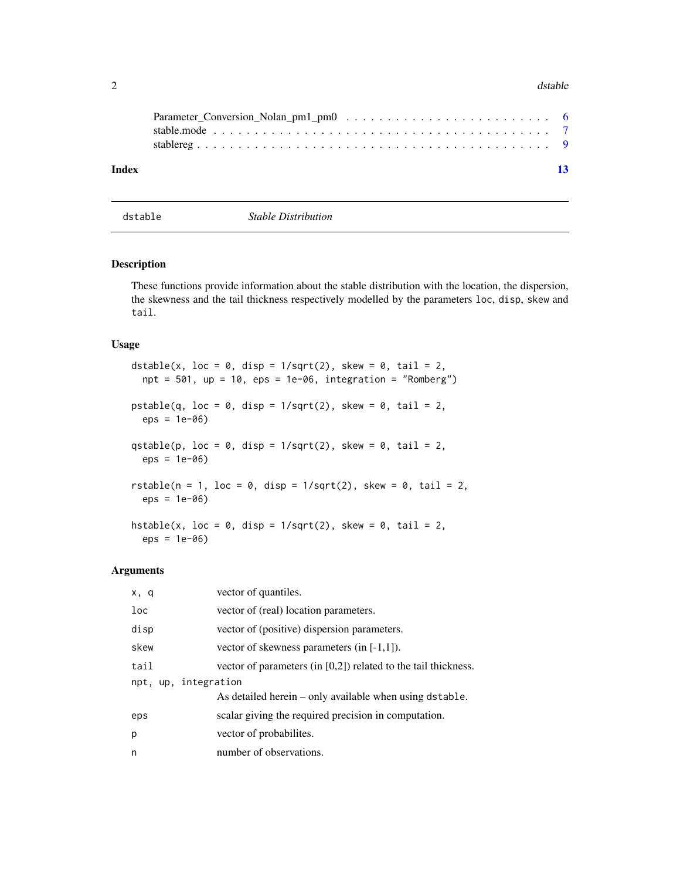Parameter_Conversion_Nolan_pm1_pm0 . . . . . . . . . . . . . . . . . . . . . . . . 6
stable.mode . . . . . . . . . . . . . . . . . . . . . . . . . . . . . . . . . . . . 7
stablereg . . . . . . . . . . . . . . . . . . . . . . . . . . . . . . . . . . . . . 9

**Index** **13**

---

`dstable` *Stable Distribution*

---

## Description

These functions provide information about the stable distribution with the location, the dispersion, the skewness and the tail thickness respectively modelled by the parameters `loc`, `disp`, `skew` and `tail`.

## Usage

```
dstable(x, loc = 0, disp = 1/sqrt(2), skew = 0, tail = 2,
  npt = 501, up = 10, eps = 1e-06, integration = "Romberg")

pstable(q, loc = 0, disp = 1/sqrt(2), skew = 0, tail = 2,
  eps = 1e-06)

qstable(p, loc = 0, disp = 1/sqrt(2), skew = 0, tail = 2,
  eps = 1e-06)

rstable(n = 1, loc = 0, disp = 1/sqrt(2), skew = 0, tail = 2,
  eps = 1e-06)

hstable(x, loc = 0, disp = 1/sqrt(2), skew = 0, tail = 2,
  eps = 1e-06)
```

## Arguments

| | |
|---|---|
| `x, q` | vector of quantiles. |
| `loc` | vector of (real) location parameters. |
| `disp` | vector of (positive) dispersion parameters. |
| `skew` | vector of skewness parameters (in [-1,1]). |
| `tail` | vector of parameters (in [0,2]) related to the tail thickness. |
| `npt, up, integration` | As detailed herein – only available when using `dstable`. |
| `eps` | scalar giving the required precision in computation. |
| `p` | vector of probabilites. |
| `n` | number of observations. |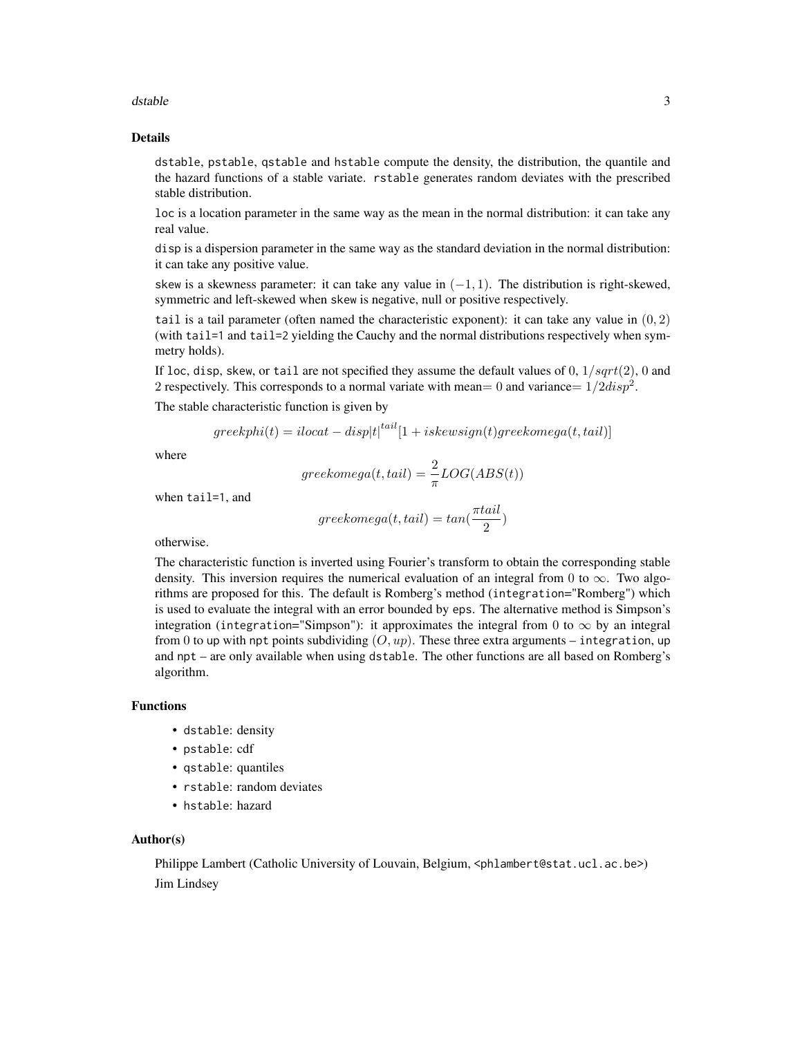### Details

dstable, pstable, qstable and hstable compute the density, the distribution, the quantile and the hazard functions of a stable variate. rstable generates random deviates with the prescribed stable distribution.

loc is a location parameter in the same way as the mean in the normal distribution: it can take any real value.

disp is a dispersion parameter in the same way as the standard deviation in the normal distribution: it can take any positive value.

skew is a skewness parameter: it can take any value in $(-1, 1)$. The distribution is right-skewed, symmetric and left-skewed when skew is negative, null or positive respectively.

tail is a tail parameter (often named the characteristic exponent): it can take any value in $(0, 2)$ (with tail=1 and tail=2 yielding the Cauchy and the normal distributions respectively when symmetry holds).

If loc, disp, skew, or tail are not specified they assume the default values of $0$, $1/sqrt(2)$, $0$ and $2$ respectively. This corresponds to a normal variate with mean$= 0$ and variance$= 1/2disp^2$.

The stable characteristic function is given by

$$greekphi(t) = ilocat - disp|t|^{tail}[1 + iskewsign(t)greekomega(t, tail)]$$

where

$$greekomega(t, tail) = \frac{2}{\pi}LOG(ABS(t))$$

when tail=1, and

$$greekomega(t, tail) = tan(\frac{\pi tail}{2})$$

otherwise.

The characteristic function is inverted using Fourier's transform to obtain the corresponding stable density. This inversion requires the numerical evaluation of an integral from $0$ to $\infty$. Two algorithms are proposed for this. The default is Romberg's method (integration="Romberg") which is used to evaluate the integral with an error bounded by eps. The alternative method is Simpson's integration (integration="Simpson"): it approximates the integral from $0$ to $\infty$ by an integral from $0$ to up with npt points subdividing $(O, up)$. These three extra arguments – integration, up and npt – are only available when using dstable. The other functions are all based on Romberg's algorithm.

### Functions

- dstable: density
- pstable: cdf
- qstable: quantiles
- rstable: random deviates
- hstable: hazard

### Author(s)

Philippe Lambert (Catholic University of Louvain, Belgium, <phlambert@stat.ucl.ac.be>)

Jim Lindsey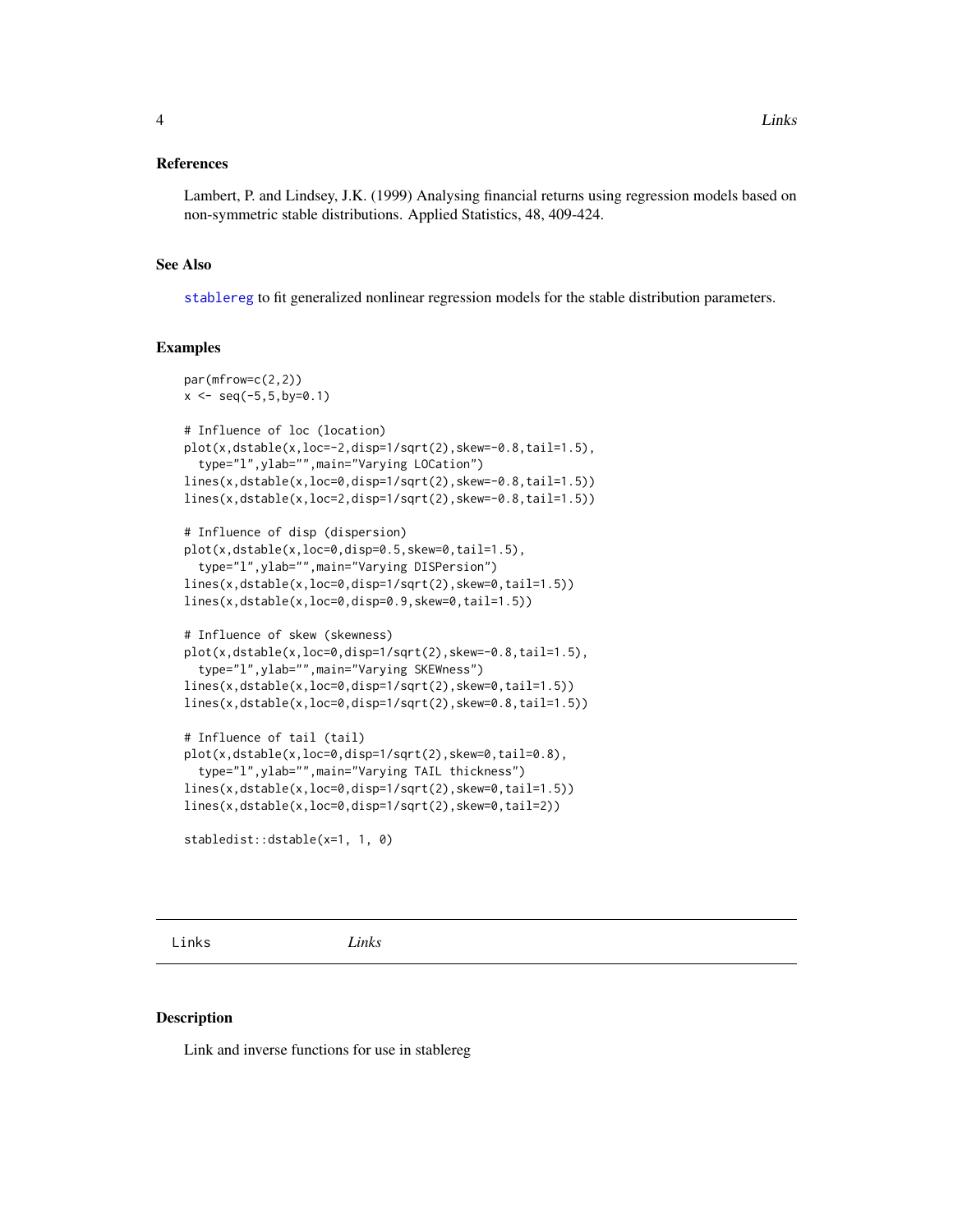## References

Lambert, P. and Lindsey, J.K. (1999) Analysing financial returns using regression models based on non-symmetric stable distributions. Applied Statistics, 48, 409-424.

## See Also

stablereg to fit generalized nonlinear regression models for the stable distribution parameters.

## Examples

```
par(mfrow=c(2,2))
x <- seq(-5,5,by=0.1)

# Influence of loc (location)
plot(x,dstable(x,loc=-2,disp=1/sqrt(2),skew=-0.8,tail=1.5),
  type="l",ylab="",main="Varying LOCation")
lines(x,dstable(x,loc=0,disp=1/sqrt(2),skew=-0.8,tail=1.5))
lines(x,dstable(x,loc=2,disp=1/sqrt(2),skew=-0.8,tail=1.5))

# Influence of disp (dispersion)
plot(x,dstable(x,loc=0,disp=0.5,skew=0,tail=1.5),
  type="l",ylab="",main="Varying DISPersion")
lines(x,dstable(x,loc=0,disp=1/sqrt(2),skew=0,tail=1.5))
lines(x,dstable(x,loc=0,disp=0.9,skew=0,tail=1.5))

# Influence of skew (skewness)
plot(x,dstable(x,loc=0,disp=1/sqrt(2),skew=-0.8,tail=1.5),
  type="l",ylab="",main="Varying SKEWness")
lines(x,dstable(x,loc=0,disp=1/sqrt(2),skew=0,tail=1.5))
lines(x,dstable(x,loc=0,disp=1/sqrt(2),skew=0.8,tail=1.5))

# Influence of tail (tail)
plot(x,dstable(x,loc=0,disp=1/sqrt(2),skew=0,tail=0.8),
  type="l",ylab="",main="Varying TAIL thickness")
lines(x,dstable(x,loc=0,disp=1/sqrt(2),skew=0,tail=1.5))
lines(x,dstable(x,loc=0,disp=1/sqrt(2),skew=0,tail=2))

stabledist::dstable(x=1, 1, 0)
```

---

# Links *Links*

## Description

Link and inverse functions for use in stablereg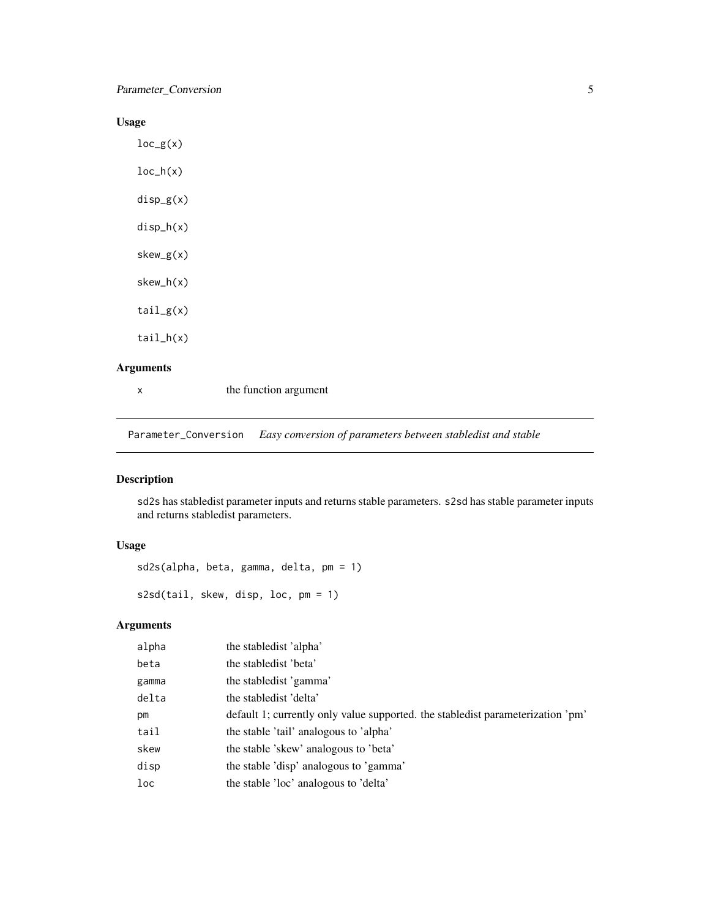## Usage

```
loc_g(x)

loc_h(x)

disp_g(x)

disp_h(x)

skew_g(x)

skew_h(x)

tail_g(x)

tail_h(x)
```

## Arguments

| | |
|---|---|
| x | the function argument |

---

# Parameter_Conversion *Easy conversion of parameters between stabledist and stable*

## Description

sd2s has stabledist parameter inputs and returns stable parameters. s2sd has stable parameter inputs and returns stabledist parameters.

## Usage

```
sd2s(alpha, beta, gamma, delta, pm = 1)

s2sd(tail, skew, disp, loc, pm = 1)
```

## Arguments

| | |
|---|---|
| alpha | the stabledist 'alpha' |
| beta | the stabledist 'beta' |
| gamma | the stabledist 'gamma' |
| delta | the stabledist 'delta' |
| pm | default 1; currently only value supported. the stabledist parameterization 'pm' |
| tail | the stable 'tail' analogous to 'alpha' |
| skew | the stable 'skew' analogous to 'beta' |
| disp | the stable 'disp' analogous to 'gamma' |
| loc | the stable 'loc' analogous to 'delta' |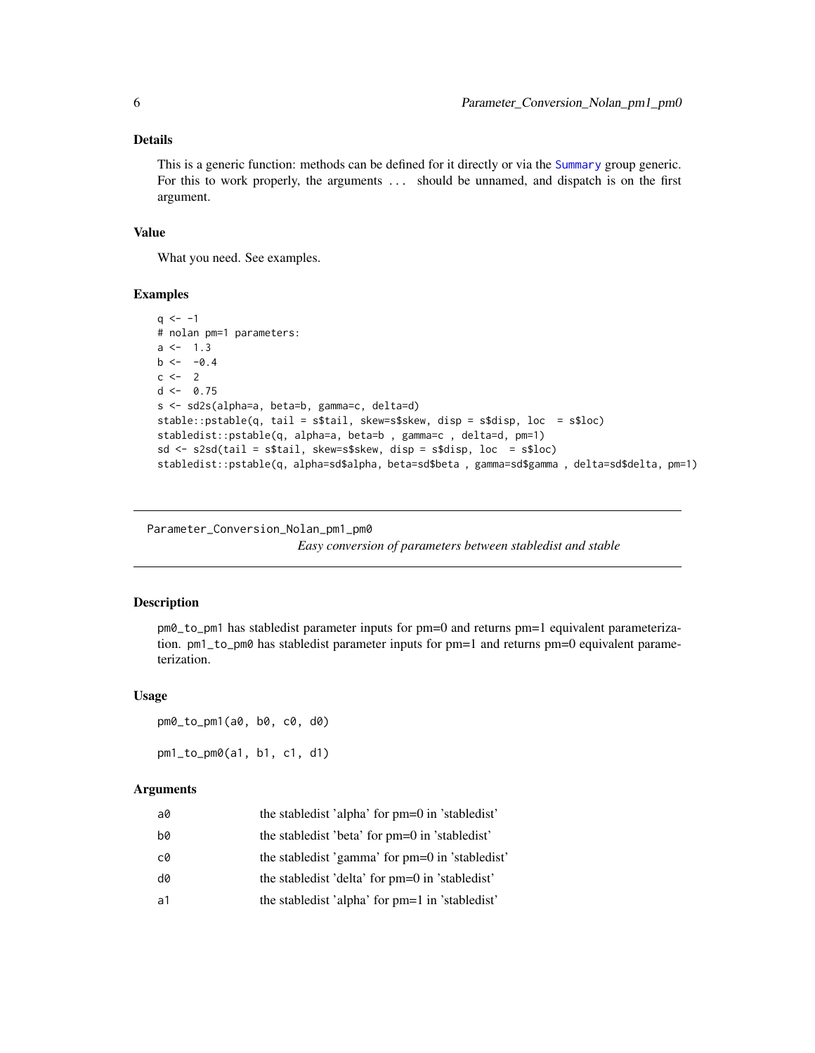### Details

This is a generic function: methods can be defined for it directly or via the Summary group generic. For this to work properly, the arguments ... should be unnamed, and dispatch is on the first argument.

### Value

What you need. See examples.

### Examples

```
q <- -1
# nolan pm=1 parameters:
a <-  1.3
b <-  -0.4
c <-  2
d <-  0.75
s <- sd2s(alpha=a, beta=b, gamma=c, delta=d)
stable::pstable(q, tail = s$tail, skew=s$skew, disp = s$disp, loc  = s$loc)
stabledist::pstable(q, alpha=a, beta=b , gamma=c , delta=d, pm=1)
sd <- s2sd(tail = s$tail, skew=s$skew, disp = s$disp, loc  = s$loc)
stabledist::pstable(q, alpha=sd$alpha, beta=sd$beta , gamma=sd$gamma , delta=sd$delta, pm=1)
```

---

## Parameter_Conversion_Nolan_pm1_pm0

*Easy conversion of parameters between stabledist and stable*

### Description

pm0_to_pm1 has stabledist parameter inputs for pm=0 and returns pm=1 equivalent parameterization. pm1_to_pm0 has stabledist parameter inputs for pm=1 and returns pm=0 equivalent parameterization.

### Usage

```
pm0_to_pm1(a0, b0, c0, d0)

pm1_to_pm0(a1, b1, c1, d1)
```

### Arguments

| | |
|---|---|
| a0 | the stabledist 'alpha' for pm=0 in 'stabledist' |
| b0 | the stabledist 'beta' for pm=0 in 'stabledist' |
| c0 | the stabledist 'gamma' for pm=0 in 'stabledist' |
| d0 | the stabledist 'delta' for pm=0 in 'stabledist' |
| a1 | the stabledist 'alpha' for pm=1 in 'stabledist' |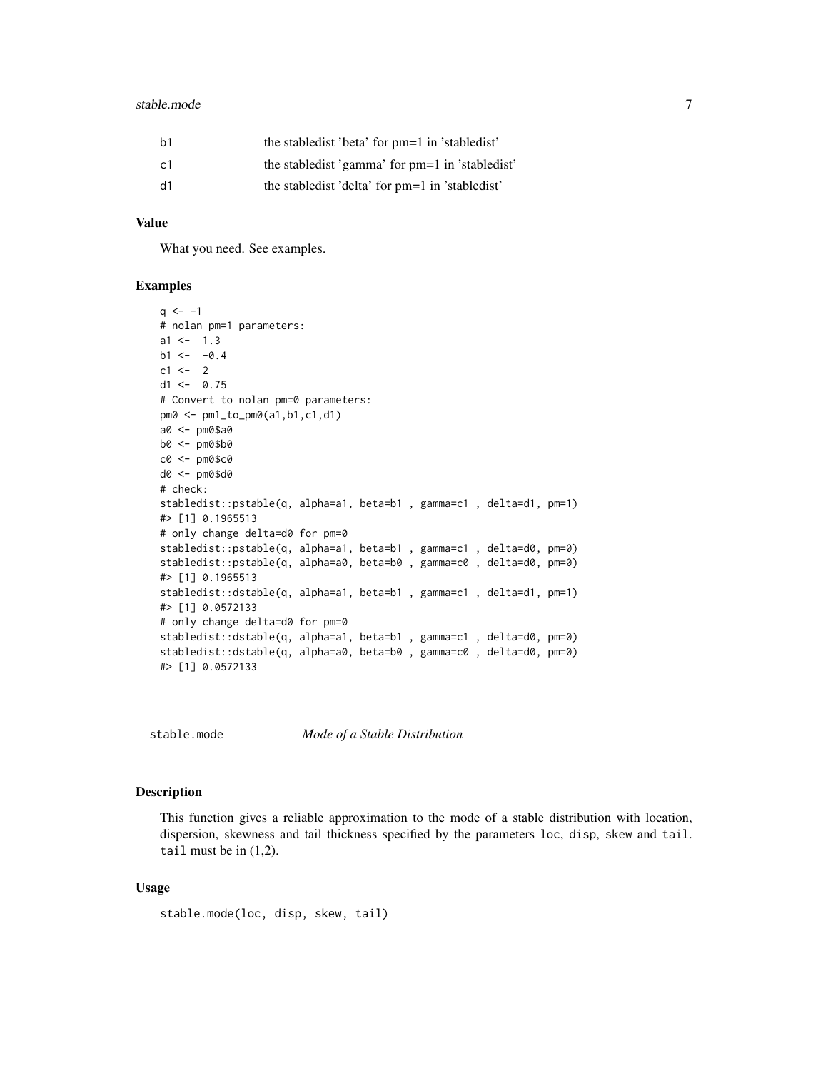| | |
|---|---|
| b1 | the stabledist 'beta' for pm=1 in 'stabledist' |
| c1 | the stabledist 'gamma' for pm=1 in 'stabledist' |
| d1 | the stabledist 'delta' for pm=1 in 'stabledist' |

### Value

What you need. See examples.

### Examples

```
q <- -1
# nolan pm=1 parameters:
a1 <-  1.3
b1 <-  -0.4
c1 <-  2
d1 <-  0.75
# Convert to nolan pm=0 parameters:
pm0 <- pm1_to_pm0(a1,b1,c1,d1)
a0 <- pm0$a0
b0 <- pm0$b0
c0 <- pm0$c0
d0 <- pm0$d0
# check:
stabledist::pstable(q, alpha=a1, beta=b1 , gamma=c1 , delta=d1, pm=1)
#> [1] 0.1965513
# only change delta=d0 for pm=0
stabledist::pstable(q, alpha=a1, beta=b1 , gamma=c1 , delta=d0, pm=0)
stabledist::pstable(q, alpha=a0, beta=b0 , gamma=c0 , delta=d0, pm=0)
#> [1] 0.1965513
stabledist::dstable(q, alpha=a1, beta=b1 , gamma=c1 , delta=d1, pm=1)
#> [1] 0.0572133
# only change delta=d0 for pm=0
stabledist::dstable(q, alpha=a1, beta=b1 , gamma=c1 , delta=d0, pm=0)
stabledist::dstable(q, alpha=a0, beta=b0 , gamma=c0 , delta=d0, pm=0)
#> [1] 0.0572133
```

---

## stable.mode — *Mode of a Stable Distribution*

### Description

This function gives a reliable approximation to the mode of a stable distribution with location, dispersion, skewness and tail thickness specified by the parameters loc, disp, skew and tail. tail must be in (1,2).

### Usage

```
stable.mode(loc, disp, skew, tail)
```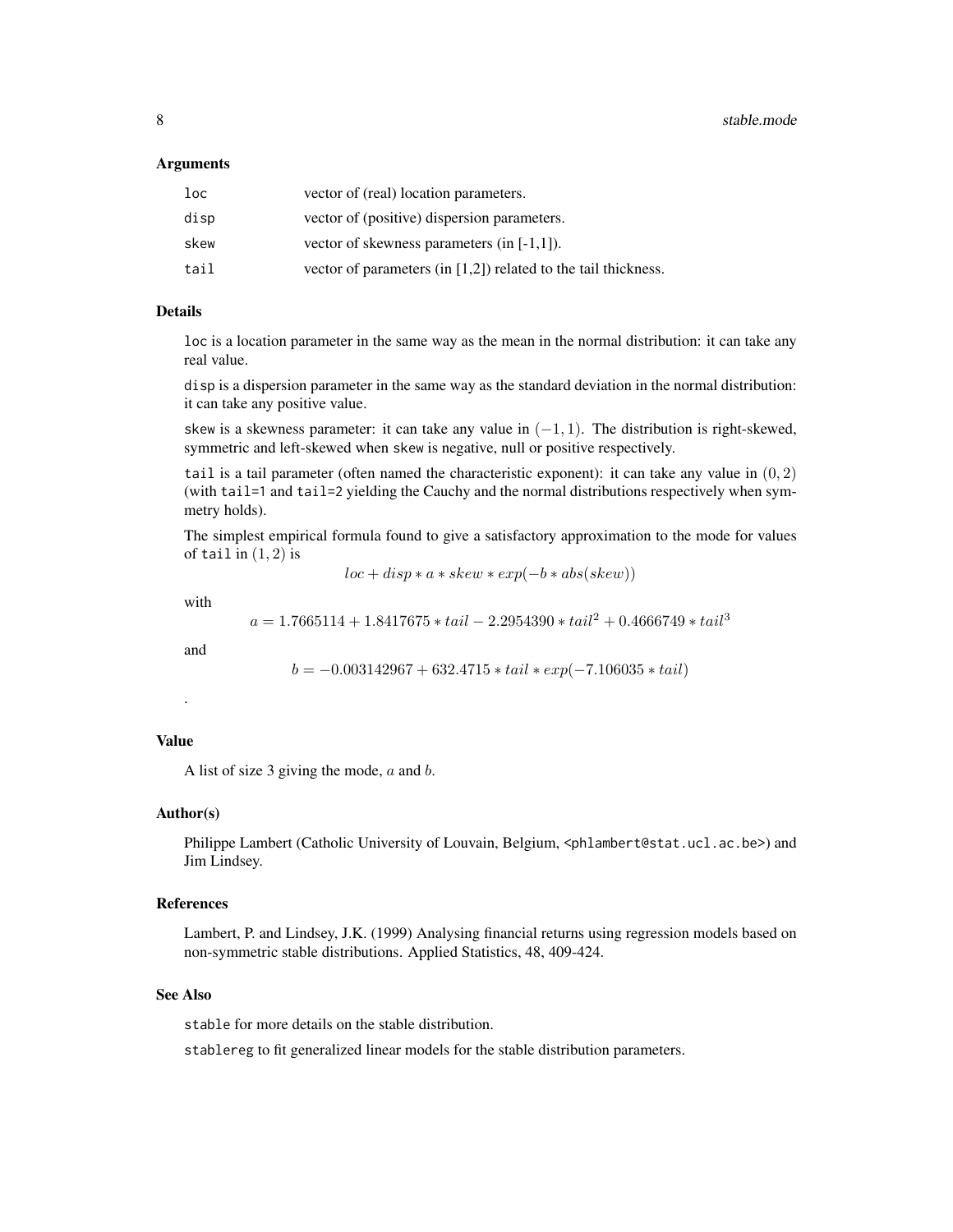### Arguments

| | |
|---|---|
| loc | vector of (real) location parameters. |
| disp | vector of (positive) dispersion parameters. |
| skew | vector of skewness parameters (in [-1,1]). |
| tail | vector of parameters (in [1,2]) related to the tail thickness. |

### Details

`loc` is a location parameter in the same way as the mean in the normal distribution: it can take any real value.

`disp` is a dispersion parameter in the same way as the standard deviation in the normal distribution: it can take any positive value.

`skew` is a skewness parameter: it can take any value in $(-1, 1)$. The distribution is right-skewed, symmetric and left-skewed when `skew` is negative, null or positive respectively.

`tail` is a tail parameter (often named the characteristic exponent): it can take any value in $(0, 2)$ (with `tail=1` and `tail=2` yielding the Cauchy and the normal distributions respectively when symmetry holds).

The simplest empirical formula found to give a satisfactory approximation to the mode for values of `tail` in $(1, 2)$ is

$$loc + disp * a * skew * exp(-b * abs(skew))$$

with

$$a = 1.7665114 + 1.8417675 * tail - 2.2954390 * tail^2 + 0.4666749 * tail^3$$

and

$$b = -0.003142967 + 632.4715 * tail * exp(-7.106035 * tail)$$

.

### Value

A list of size 3 giving the mode, $a$ and $b$.

### Author(s)

Philippe Lambert (Catholic University of Louvain, Belgium, <phlambert@stat.ucl.ac.be>) and Jim Lindsey.

### References

Lambert, P. and Lindsey, J.K. (1999) Analysing financial returns using regression models based on non-symmetric stable distributions. Applied Statistics, 48, 409-424.

### See Also

`stable` for more details on the stable distribution.

`stablereg` to fit generalized linear models for the stable distribution parameters.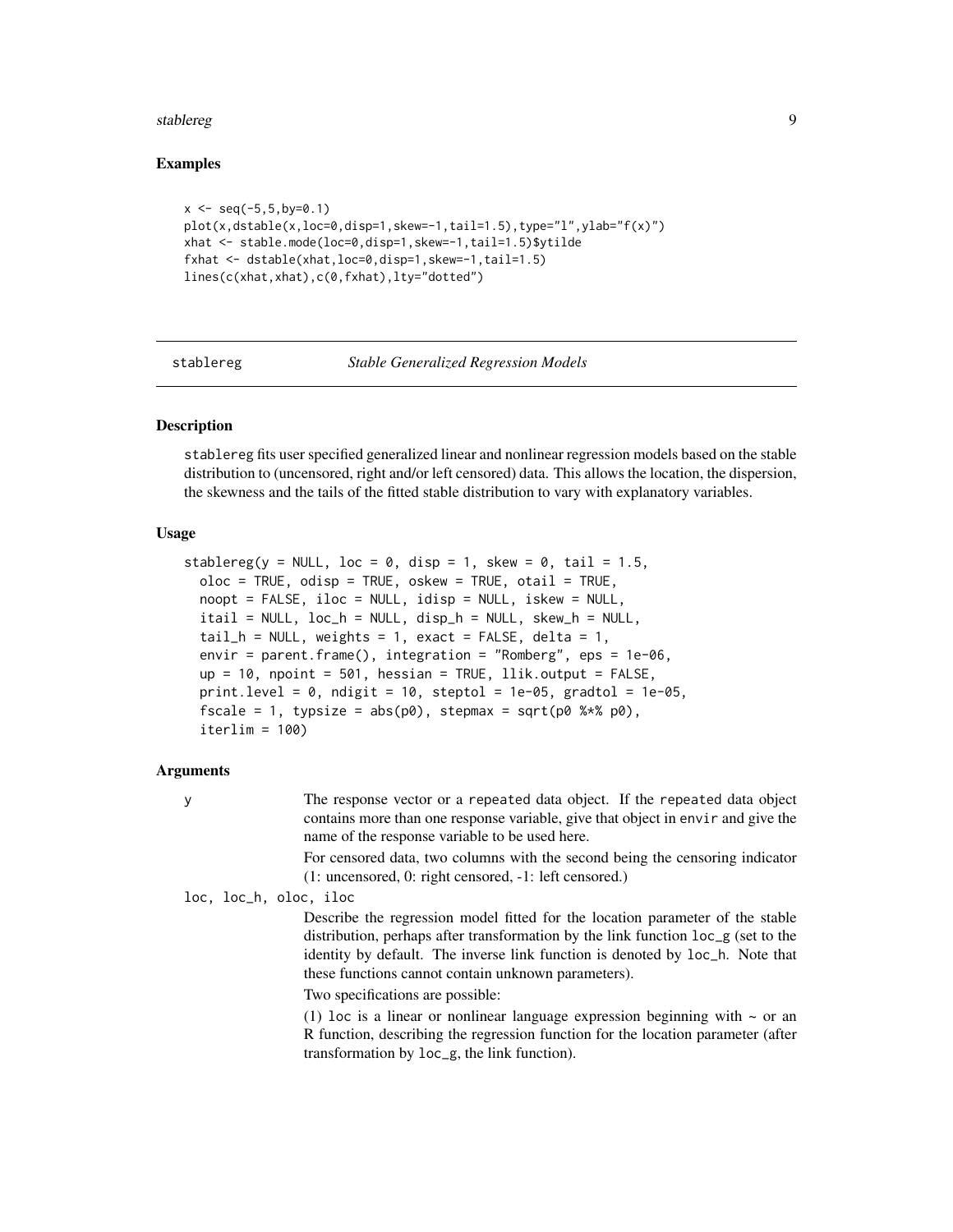### Examples

```
x <- seq(-5,5,by=0.1)
plot(x,dstable(x,loc=0,disp=1,skew=-1,tail=1.5),type="l",ylab="f(x)")
xhat <- stable.mode(loc=0,disp=1,skew=-1,tail=1.5)$ytilde
fxhat <- dstable(xhat,loc=0,disp=1,skew=-1,tail=1.5)
lines(c(xhat,xhat),c(0,fxhat),lty="dotted")
```

---

## stablereg — *Stable Generalized Regression Models*

---

### Description

`stablereg` fits user specified generalized linear and nonlinear regression models based on the stable distribution to (uncensored, right and/or left censored) data. This allows the location, the dispersion, the skewness and the tails of the fitted stable distribution to vary with explanatory variables.

### Usage

```
stablereg(y = NULL, loc = 0, disp = 1, skew = 0, tail = 1.5,
  oloc = TRUE, odisp = TRUE, oskew = TRUE, otail = TRUE,
  noopt = FALSE, iloc = NULL, idisp = NULL, iskew = NULL,
  itail = NULL, loc_h = NULL, disp_h = NULL, skew_h = NULL,
  tail_h = NULL, weights = 1, exact = FALSE, delta = 1,
  envir = parent.frame(), integration = "Romberg", eps = 1e-06,
  up = 10, npoint = 501, hessian = TRUE, llik.output = FALSE,
  print.level = 0, ndigit = 10, steptol = 1e-05, gradtol = 1e-05,
  fscale = 1, typsize = abs(p0), stepmax = sqrt(p0 %*% p0),
  iterlim = 100)
```

### Arguments

`y`
: The response vector or a `repeated` data object. If the `repeated` data object contains more than one response variable, give that object in `envir` and give the name of the response variable to be used here.

  For censored data, two columns with the second being the censoring indicator (1: uncensored, 0: right censored, -1: left censored.)

`loc, loc_h, oloc, iloc`
: Describe the regression model fitted for the location parameter of the stable distribution, perhaps after transformation by the link function `loc_g` (set to the identity by default. The inverse link function is denoted by `loc_h`. Note that these functions cannot contain unknown parameters).

  Two specifications are possible:

  (1) `loc` is a linear or nonlinear language expression beginning with ~ or an R function, describing the regression function for the location parameter (after transformation by `loc_g`, the link function).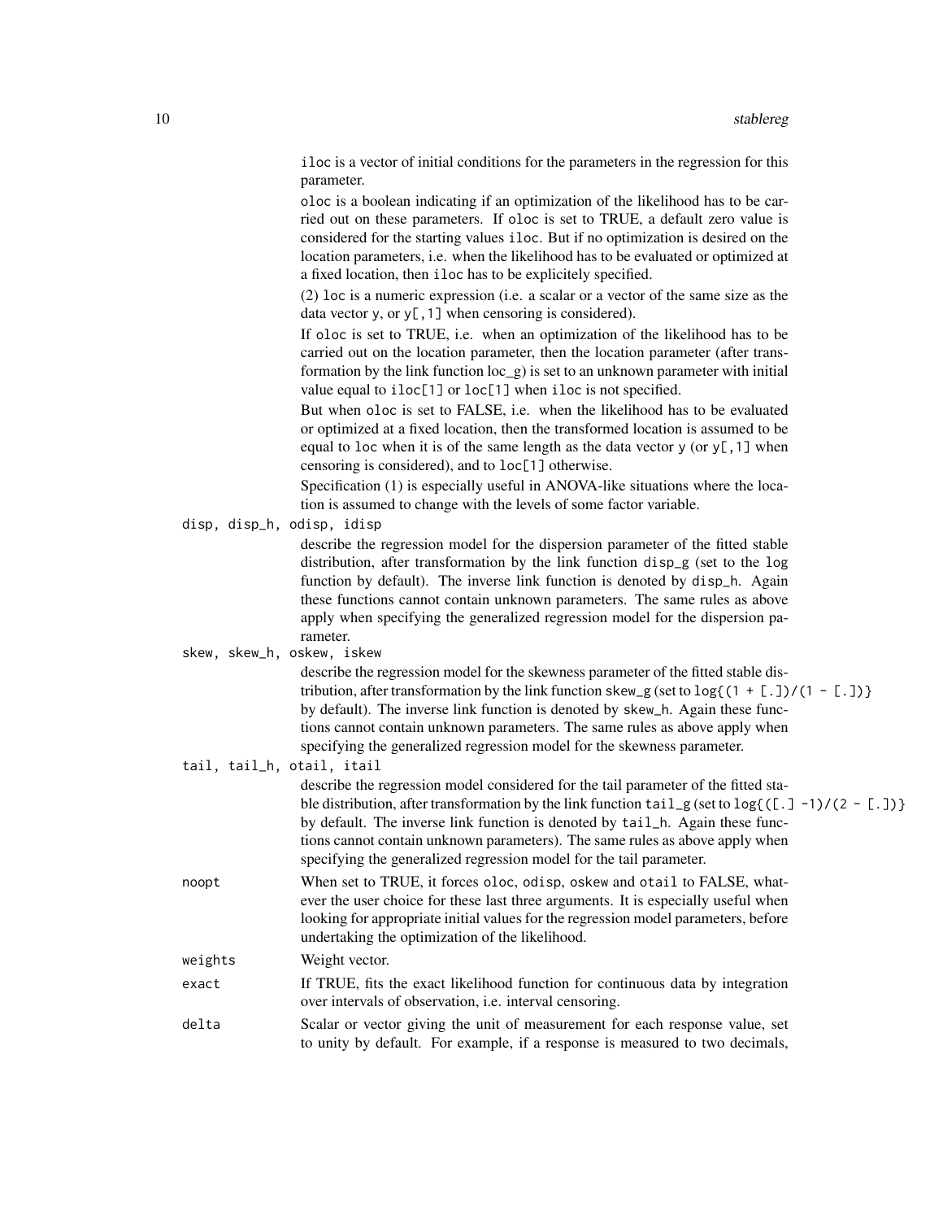iloc is a vector of initial conditions for the parameters in the regression for this parameter.

oloc is a boolean indicating if an optimization of the likelihood has to be carried out on these parameters. If oloc is set to TRUE, a default zero value is considered for the starting values iloc. But if no optimization is desired on the location parameters, i.e. when the likelihood has to be evaluated or optimized at a fixed location, then iloc has to be explicitely specified.

(2) loc is a numeric expression (i.e. a scalar or a vector of the same size as the data vector y, or y[,1] when censoring is considered).

If oloc is set to TRUE, i.e. when an optimization of the likelihood has to be carried out on the location parameter, then the location parameter (after transformation by the link function loc_g) is set to an unknown parameter with initial value equal to iloc[1] or loc[1] when iloc is not specified.

But when oloc is set to FALSE, i.e. when the likelihood has to be evaluated or optimized at a fixed location, then the transformed location is assumed to be equal to loc when it is of the same length as the data vector y (or y[,1] when censoring is considered), and to loc[1] otherwise.

Specification (1) is especially useful in ANOVA-like situations where the location is assumed to change with the levels of some factor variable.

`disp, disp_h, odisp, idisp`
: describe the regression model for the dispersion parameter of the fitted stable distribution, after transformation by the link function disp_g (set to the log function by default). The inverse link function is denoted by disp_h. Again these functions cannot contain unknown parameters. The same rules as above apply when specifying the generalized regression model for the dispersion parameter.

`skew, skew_h, oskew, iskew`
: describe the regression model for the skewness parameter of the fitted stable distribution, after transformation by the link function skew_g (set to `log{(1 + [.])/(1 - [.])}` by default). The inverse link function is denoted by skew_h. Again these functions cannot contain unknown parameters. The same rules as above apply when specifying the generalized regression model for the skewness parameter.

`tail, tail_h, otail, itail`
: describe the regression model considered for the tail parameter of the fitted stable distribution, after transformation by the link function tail_g (set to `log{([.] -1)/(2 - [.])}` by default. The inverse link function is denoted by tail_h. Again these functions cannot contain unknown parameters). The same rules as above apply when specifying the generalized regression model for the tail parameter.

`noopt`
: When set to TRUE, it forces oloc, odisp, oskew and otail to FALSE, whatever the user choice for these last three arguments. It is especially useful when looking for appropriate initial values for the regression model parameters, before undertaking the optimization of the likelihood.

`weights`
: Weight vector.

`exact`
: If TRUE, fits the exact likelihood function for continuous data by integration over intervals of observation, i.e. interval censoring.

`delta`
: Scalar or vector giving the unit of measurement for each response value, set to unity by default. For example, if a response is measured to two decimals,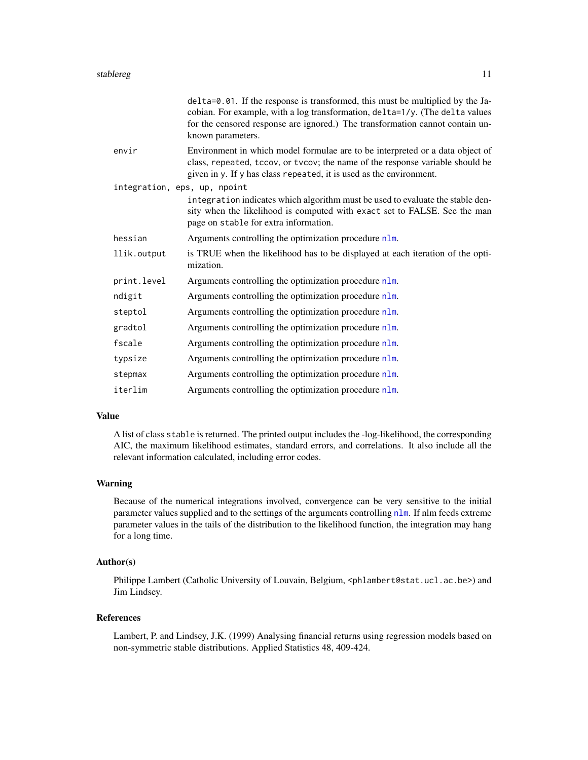| | |
|---|---|
| | `delta=0.01`. If the response is transformed, this must be multiplied by the Jacobian. For example, with a log transformation, `delta=1/y`. (The `delta` values for the censored response are ignored.) The transformation cannot contain unknown parameters. |
| `envir` | Environment in which model formulae are to be interpreted or a data object of class, `repeated`, `tccov`, or `tvcov`; the name of the response variable should be given in `y`. If `y` has class `repeated`, it is used as the environment. |
| `integration, eps, up, npoint` | `integration` indicates which algorithm must be used to evaluate the stable density when the likelihood is computed with `exact` set to FALSE. See the man page on `stable` for extra information. |
| `hessian` | Arguments controlling the optimization procedure `nlm`. |
| `llik.output` | is TRUE when the likelihood has to be displayed at each iteration of the optimization. |
| `print.level` | Arguments controlling the optimization procedure `nlm`. |
| `ndigit` | Arguments controlling the optimization procedure `nlm`. |
| `steptol` | Arguments controlling the optimization procedure `nlm`. |
| `gradtol` | Arguments controlling the optimization procedure `nlm`. |
| `fscale` | Arguments controlling the optimization procedure `nlm`. |
| `typsize` | Arguments controlling the optimization procedure `nlm`. |
| `stepmax` | Arguments controlling the optimization procedure `nlm`. |
| `iterlim` | Arguments controlling the optimization procedure `nlm`. |

## Value

A list of class `stable` is returned. The printed output includes the -log-likelihood, the corresponding AIC, the maximum likelihood estimates, standard errors, and correlations. It also include all the relevant information calculated, including error codes.

## Warning

Because of the numerical integrations involved, convergence can be very sensitive to the initial parameter values supplied and to the settings of the arguments controlling `nlm`. If nlm feeds extreme parameter values in the tails of the distribution to the likelihood function, the integration may hang for a long time.

## Author(s)

Philippe Lambert (Catholic University of Louvain, Belgium, <phlambert@stat.ucl.ac.be>) and Jim Lindsey.

## References

Lambert, P. and Lindsey, J.K. (1999) Analysing financial returns using regression models based on non-symmetric stable distributions. Applied Statistics 48, 409-424.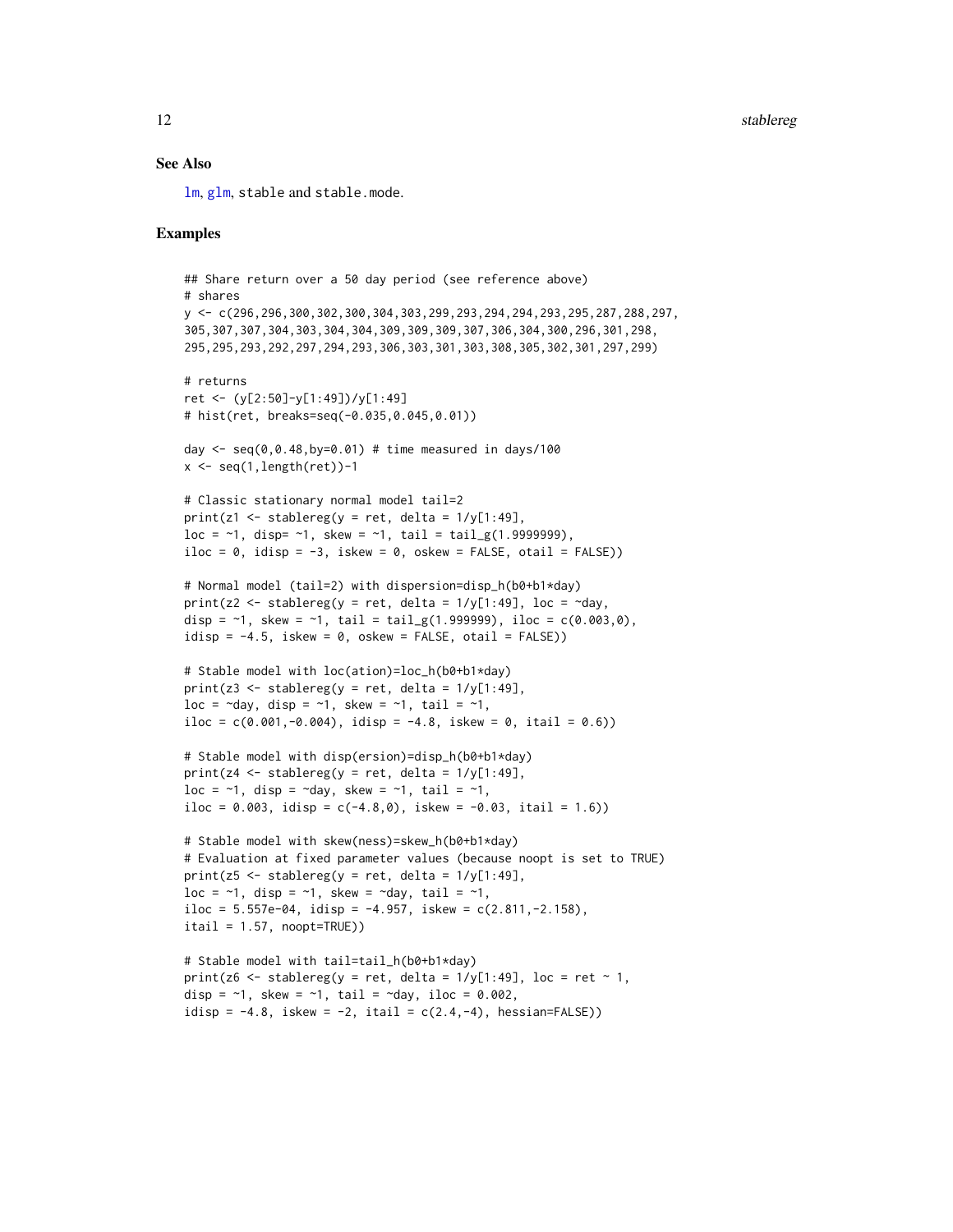### See Also

lm, glm, stable and stable.mode.

### Examples

```
## Share return over a 50 day period (see reference above)
# shares
y <- c(296,296,300,302,300,304,303,299,293,294,294,293,295,287,288,297,
305,307,307,304,303,304,304,309,309,309,307,306,304,300,296,301,298,
295,295,293,292,297,294,293,306,303,301,303,308,305,302,301,297,299)

# returns
ret <- (y[2:50]-y[1:49])/y[1:49]
# hist(ret, breaks=seq(-0.035,0.045,0.01))

day <- seq(0,0.48,by=0.01) # time measured in days/100
x <- seq(1,length(ret))-1

# Classic stationary normal model tail=2
print(z1 <- stablereg(y = ret, delta = 1/y[1:49],
loc = ~1, disp= ~1, skew = ~1, tail = tail_g(1.9999999),
iloc = 0, idisp = -3, iskew = 0, oskew = FALSE, otail = FALSE))

# Normal model (tail=2) with dispersion=disp_h(b0+b1*day)
print(z2 <- stablereg(y = ret, delta = 1/y[1:49], loc = ~day,
disp = ~1, skew = ~1, tail = tail_g(1.999999), iloc = c(0.003,0),
idisp = -4.5, iskew = 0, oskew = FALSE, otail = FALSE))

# Stable model with loc(ation)=loc_h(b0+b1*day)
print(z3 <- stablereg(y = ret, delta = 1/y[1:49],
loc = ~day, disp = ~1, skew = ~1, tail = ~1,
iloc = c(0.001,-0.004), idisp = -4.8, iskew = 0, itail = 0.6))

# Stable model with disp(ersion)=disp_h(b0+b1*day)
print(z4 <- stablereg(y = ret, delta = 1/y[1:49],
loc = ~1, disp = ~day, skew = ~1, tail = ~1,
iloc = 0.003, idisp = c(-4.8,0), iskew = -0.03, itail = 1.6))

# Stable model with skew(ness)=skew_h(b0+b1*day)
# Evaluation at fixed parameter values (because noopt is set to TRUE)
print(z5 <- stablereg(y = ret, delta = 1/y[1:49],
loc = ~1, disp = ~1, skew = ~day, tail = ~1,
iloc = 5.557e-04, idisp = -4.957, iskew = c(2.811,-2.158),
itail = 1.57, noopt=TRUE))

# Stable model with tail=tail_h(b0+b1*day)
print(z6 <- stablereg(y = ret, delta = 1/y[1:49], loc = ret ~ 1,
disp = ~1, skew = ~1, tail = ~day, iloc = 0.002,
idisp = -4.8, iskew = -2, itail = c(2.4,-4), hessian=FALSE))
```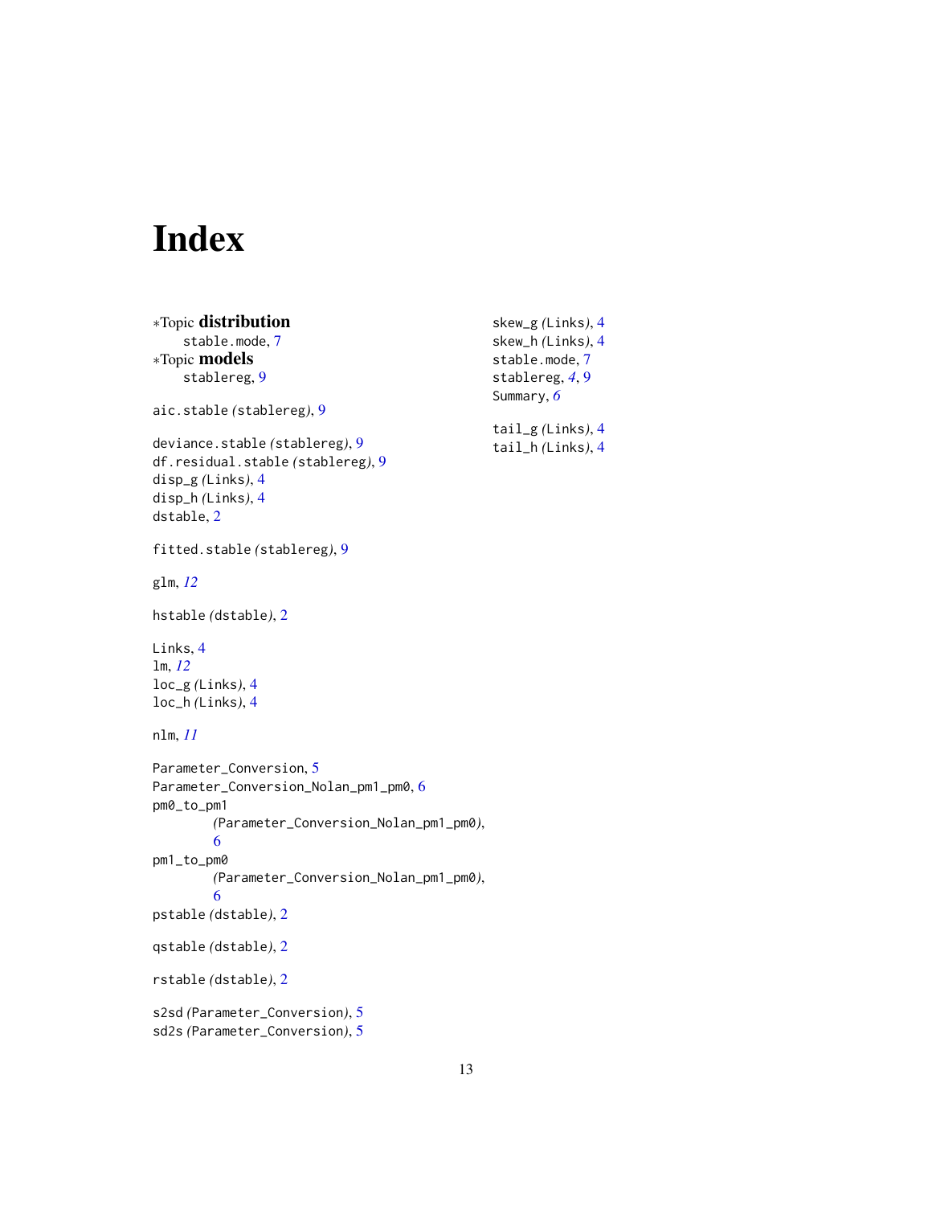# Index

∗Topic **distribution**
stable.mode, 7
∗Topic **models**
stablereg, 9

aic.stable *(*stablereg*)*, 9

deviance.stable *(*stablereg*)*, 9
df.residual.stable *(*stablereg*)*, 9
disp_g *(*Links*)*, 4
disp_h *(*Links*)*, 4
dstable, 2

fitted.stable *(*stablereg*)*, 9

glm, *12*

hstable *(*dstable*)*, 2

Links, 4
lm, *12*
loc_g *(*Links*)*, 4
loc_h *(*Links*)*, 4

nlm, *11*

Parameter_Conversion, 5
Parameter_Conversion_Nolan_pm1_pm0, 6
pm0_to_pm1 *(*Parameter_Conversion_Nolan_pm1_pm0*)*, 6
pm1_to_pm0 *(*Parameter_Conversion_Nolan_pm1_pm0*)*, 6
pstable *(*dstable*)*, 2

qstable *(*dstable*)*, 2

rstable *(*dstable*)*, 2

s2sd *(*Parameter_Conversion*)*, 5
sd2s *(*Parameter_Conversion*)*, 5
skew_g *(*Links*)*, 4
skew_h *(*Links*)*, 4
stable.mode, 7
stablereg, *4*, 9
Summary, *6*

tail_g *(*Links*)*, 4
tail_h *(*Links*)*, 4